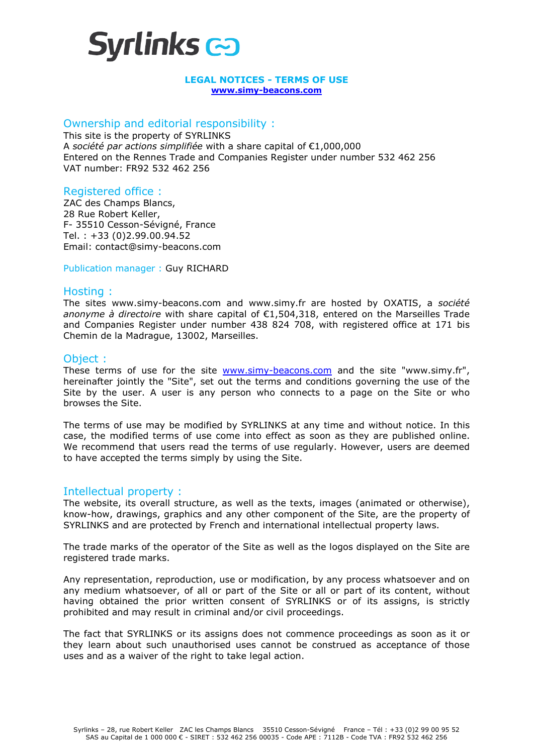Syrlinks

**LEGAL NOTICES - TERMS OF USE**
**www.simy-beacons.com**

## Ownership and editorial responsibility :

This site is the property of SYRLINKS
A *société par actions simplifiée* with a share capital of €1,000,000
Entered on the Rennes Trade and Companies Register under number 532 462 256
VAT number: FR92 532 462 256

## Registered office :

ZAC des Champs Blancs,
28 Rue Robert Keller,
F- 35510 Cesson-Sévigné, France
Tel. : +33 (0)2.99.00.94.52
Email: contact@simy-beacons.com

Publication manager : Guy RICHARD

## Hosting :

The sites www.simy-beacons.com and www.simy.fr are hosted by OXATIS, a *société anonyme à directoire* with share capital of €1,504,318, entered on the Marseilles Trade and Companies Register under number 438 824 708, with registered office at 171 bis Chemin de la Madrague, 13002, Marseilles.

## Object :

These terms of use for the site www.simy-beacons.com and the site "www.simy.fr", hereinafter jointly the "Site", set out the terms and conditions governing the use of the Site by the user. A user is any person who connects to a page on the Site or who browses the Site.

The terms of use may be modified by SYRLINKS at any time and without notice. In this case, the modified terms of use come into effect as soon as they are published online. We recommend that users read the terms of use regularly. However, users are deemed to have accepted the terms simply by using the Site.

## Intellectual property :

The website, its overall structure, as well as the texts, images (animated or otherwise), know-how, drawings, graphics and any other component of the Site, are the property of SYRLINKS and are protected by French and international intellectual property laws.

The trade marks of the operator of the Site as well as the logos displayed on the Site are registered trade marks.

Any representation, reproduction, use or modification, by any process whatsoever and on any medium whatsoever, of all or part of the Site or all or part of its content, without having obtained the prior written consent of SYRLINKS or of its assigns, is strictly prohibited and may result in criminal and/or civil proceedings.

The fact that SYRLINKS or its assigns does not commence proceedings as soon as it or they learn about such unauthorised uses cannot be construed as acceptance of those uses and as a waiver of the right to take legal action.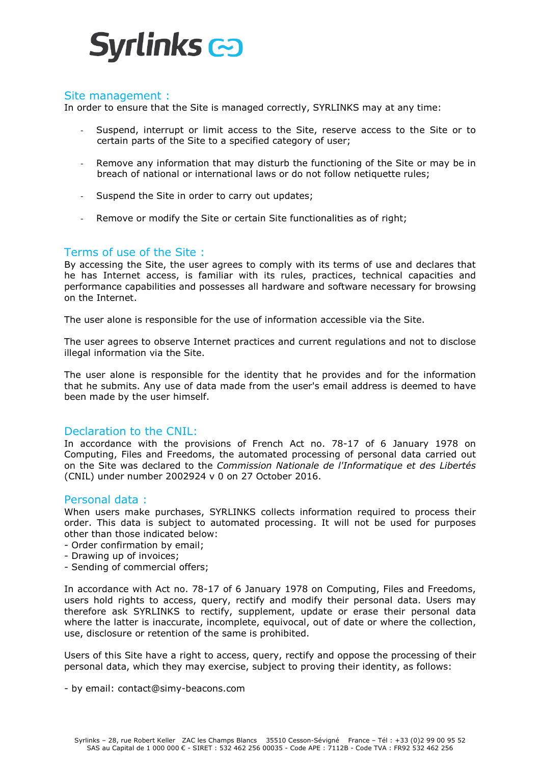## Site management :

In order to ensure that the Site is managed correctly, SYRLINKS may at any time:

- Suspend, interrupt or limit access to the Site, reserve access to the Site or to certain parts of the Site to a specified category of user;
- Remove any information that may disturb the functioning of the Site or may be in breach of national or international laws or do not follow netiquette rules;
- Suspend the Site in order to carry out updates;
- Remove or modify the Site or certain Site functionalities as of right;

## Terms of use of the Site :

By accessing the Site, the user agrees to comply with its terms of use and declares that he has Internet access, is familiar with its rules, practices, technical capacities and performance capabilities and possesses all hardware and software necessary for browsing on the Internet.

The user alone is responsible for the use of information accessible via the Site.

The user agrees to observe Internet practices and current regulations and not to disclose illegal information via the Site.

The user alone is responsible for the identity that he provides and for the information that he submits. Any use of data made from the user's email address is deemed to have been made by the user himself.

## Declaration to the CNIL:

In accordance with the provisions of French Act no. 78-17 of 6 January 1978 on Computing, Files and Freedoms, the automated processing of personal data carried out on the Site was declared to the *Commission Nationale de l'Informatique et des Libertés* (CNIL) under number 2002924 v 0 on 27 October 2016.

## Personal data :

When users make purchases, SYRLINKS collects information required to process their order. This data is subject to automated processing. It will not be used for purposes other than those indicated below:

- Order confirmation by email;
- Drawing up of invoices;
- Sending of commercial offers;

In accordance with Act no. 78-17 of 6 January 1978 on Computing, Files and Freedoms, users hold rights to access, query, rectify and modify their personal data. Users may therefore ask SYRLINKS to rectify, supplement, update or erase their personal data where the latter is inaccurate, incomplete, equivocal, out of date or where the collection, use, disclosure or retention of the same is prohibited.

Users of this Site have a right to access, query, rectify and oppose the processing of their personal data, which they may exercise, subject to proving their identity, as follows:

- by email: contact@simy-beacons.com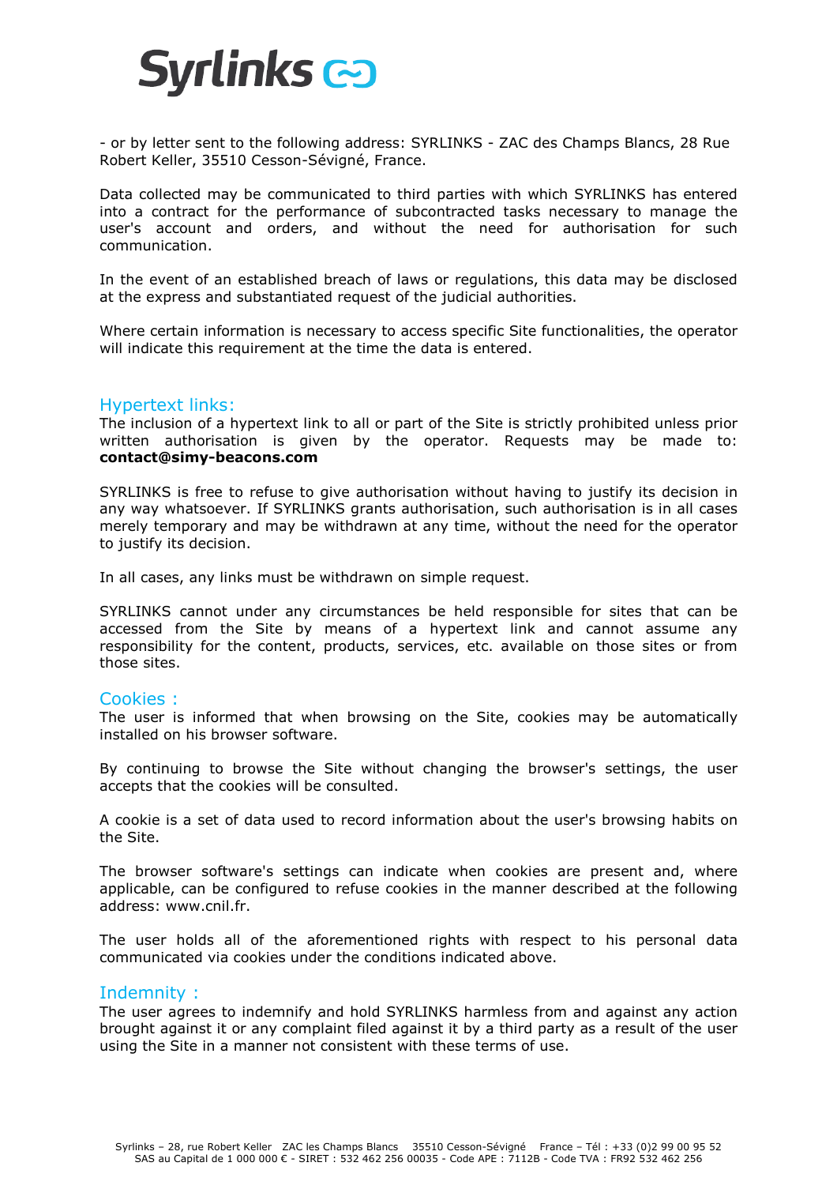- or by letter sent to the following address: SYRLINKS - ZAC des Champs Blancs, 28 Rue Robert Keller, 35510 Cesson-Sévigné, France.

Data collected may be communicated to third parties with which SYRLINKS has entered into a contract for the performance of subcontracted tasks necessary to manage the user's account and orders, and without the need for authorisation for such communication.

In the event of an established breach of laws or regulations, this data may be disclosed at the express and substantiated request of the judicial authorities.

Where certain information is necessary to access specific Site functionalities, the operator will indicate this requirement at the time the data is entered.

## Hypertext links:

The inclusion of a hypertext link to all or part of the Site is strictly prohibited unless prior written authorisation is given by the operator. Requests may be made to: **contact@simy-beacons.com**

SYRLINKS is free to refuse to give authorisation without having to justify its decision in any way whatsoever. If SYRLINKS grants authorisation, such authorisation is in all cases merely temporary and may be withdrawn at any time, without the need for the operator to justify its decision.

In all cases, any links must be withdrawn on simple request.

SYRLINKS cannot under any circumstances be held responsible for sites that can be accessed from the Site by means of a hypertext link and cannot assume any responsibility for the content, products, services, etc. available on those sites or from those sites.

## Cookies :

The user is informed that when browsing on the Site, cookies may be automatically installed on his browser software.

By continuing to browse the Site without changing the browser's settings, the user accepts that the cookies will be consulted.

A cookie is a set of data used to record information about the user's browsing habits on the Site.

The browser software's settings can indicate when cookies are present and, where applicable, can be configured to refuse cookies in the manner described at the following address: www.cnil.fr.

The user holds all of the aforementioned rights with respect to his personal data communicated via cookies under the conditions indicated above.

## Indemnity :

The user agrees to indemnify and hold SYRLINKS harmless from and against any action brought against it or any complaint filed against it by a third party as a result of the user using the Site in a manner not consistent with these terms of use.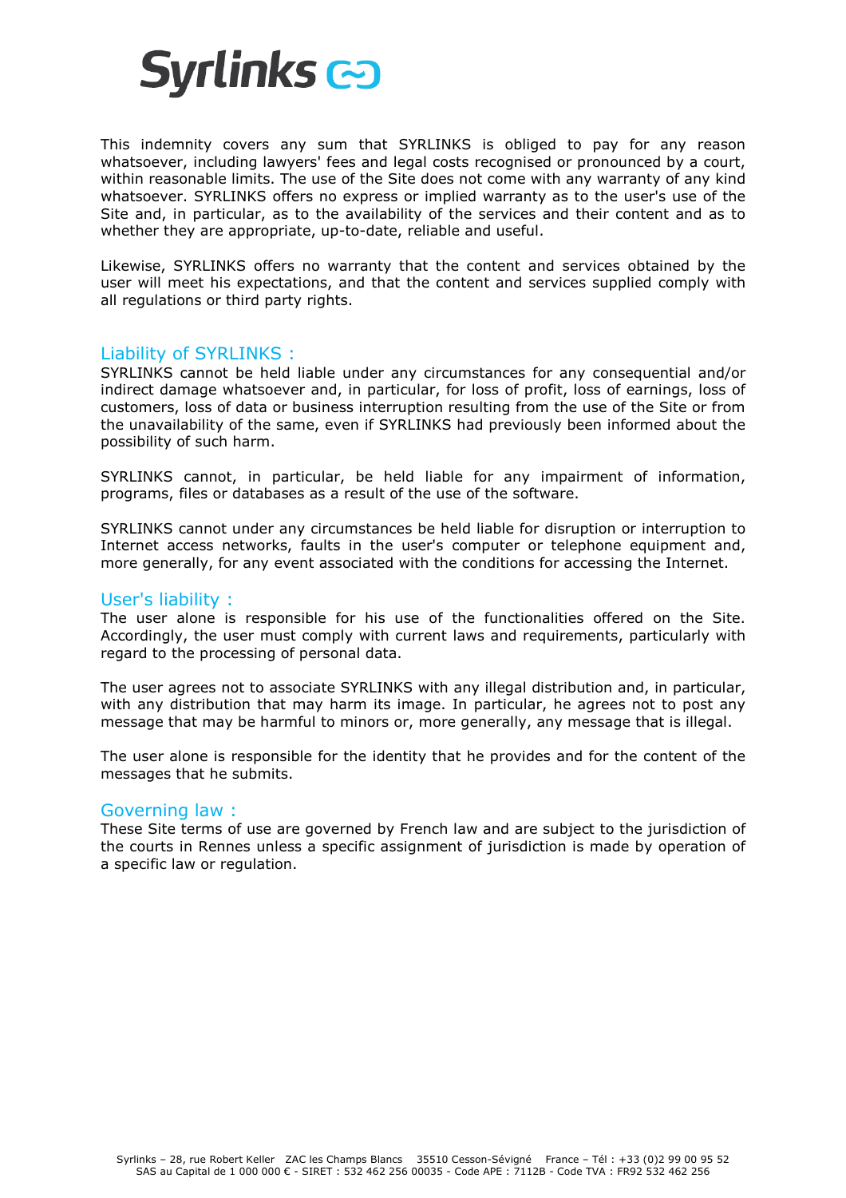This indemnity covers any sum that SYRLINKS is obliged to pay for any reason whatsoever, including lawyers' fees and legal costs recognised or pronounced by a court, within reasonable limits. The use of the Site does not come with any warranty of any kind whatsoever. SYRLINKS offers no express or implied warranty as to the user's use of the Site and, in particular, as to the availability of the services and their content and as to whether they are appropriate, up-to-date, reliable and useful.

Likewise, SYRLINKS offers no warranty that the content and services obtained by the user will meet his expectations, and that the content and services supplied comply with all regulations or third party rights.

## Liability of SYRLINKS :

SYRLINKS cannot be held liable under any circumstances for any consequential and/or indirect damage whatsoever and, in particular, for loss of profit, loss of earnings, loss of customers, loss of data or business interruption resulting from the use of the Site or from the unavailability of the same, even if SYRLINKS had previously been informed about the possibility of such harm.

SYRLINKS cannot, in particular, be held liable for any impairment of information, programs, files or databases as a result of the use of the software.

SYRLINKS cannot under any circumstances be held liable for disruption or interruption to Internet access networks, faults in the user's computer or telephone equipment and, more generally, for any event associated with the conditions for accessing the Internet.

## User's liability :

The user alone is responsible for his use of the functionalities offered on the Site. Accordingly, the user must comply with current laws and requirements, particularly with regard to the processing of personal data.

The user agrees not to associate SYRLINKS with any illegal distribution and, in particular, with any distribution that may harm its image. In particular, he agrees not to post any message that may be harmful to minors or, more generally, any message that is illegal.

The user alone is responsible for the identity that he provides and for the content of the messages that he submits.

## Governing law :

These Site terms of use are governed by French law and are subject to the jurisdiction of the courts in Rennes unless a specific assignment of jurisdiction is made by operation of a specific law or regulation.